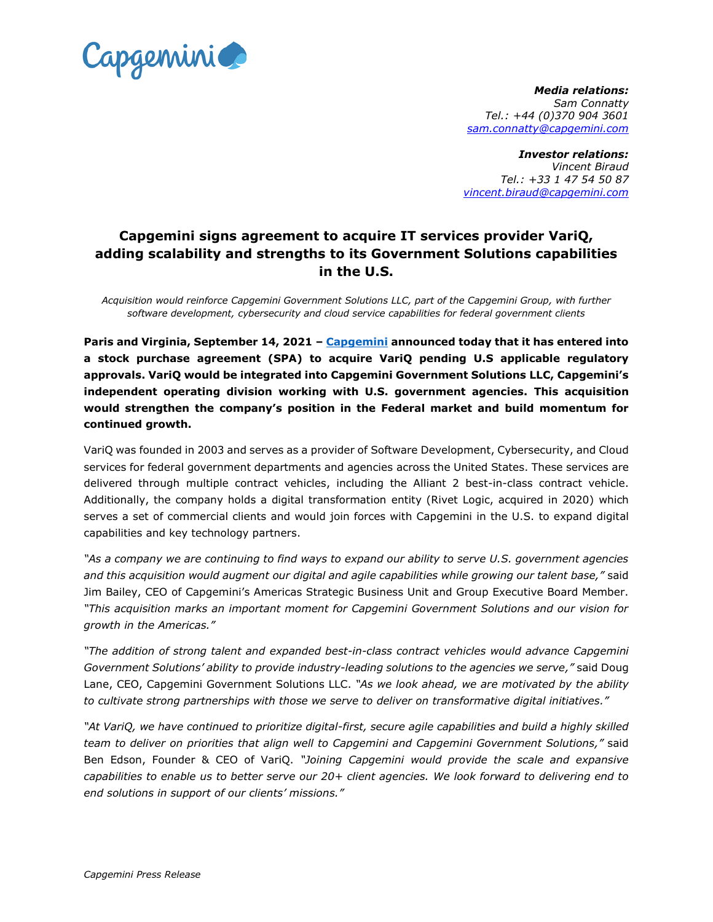***Media relations:***
*Sam Connatty*
*Tel.: +44 (0)370 904 3601*
*sam.connatty@capgemini.com*

***Investor relations:***
*Vincent Biraud*
*Tel.: +33 1 47 54 50 87*
*vincent.biraud@capgemini.com*

# Capgemini signs agreement to acquire IT services provider VariQ, adding scalability and strengths to its Government Solutions capabilities in the U.S.

*Acquisition would reinforce Capgemini Government Solutions LLC, part of the Capgemini Group, with further software development, cybersecurity and cloud service capabilities for federal government clients*

**Paris and Virginia, September 14, 2021 – Capgemini announced today that it has entered into a stock purchase agreement (SPA) to acquire VariQ pending U.S applicable regulatory approvals. VariQ would be integrated into Capgemini Government Solutions LLC, Capgemini's independent operating division working with U.S. government agencies. This acquisition would strengthen the company's position in the Federal market and build momentum for continued growth.**

VariQ was founded in 2003 and serves as a provider of Software Development, Cybersecurity, and Cloud services for federal government departments and agencies across the United States. These services are delivered through multiple contract vehicles, including the Alliant 2 best-in-class contract vehicle. Additionally, the company holds a digital transformation entity (Rivet Logic, acquired in 2020) which serves a set of commercial clients and would join forces with Capgemini in the U.S. to expand digital capabilities and key technology partners.

*"As a company we are continuing to find ways to expand our ability to serve U.S. government agencies and this acquisition would augment our digital and agile capabilities while growing our talent base,"* said Jim Bailey, CEO of Capgemini's Americas Strategic Business Unit and Group Executive Board Member. *"This acquisition marks an important moment for Capgemini Government Solutions and our vision for growth in the Americas."*

*"The addition of strong talent and expanded best-in-class contract vehicles would advance Capgemini Government Solutions' ability to provide industry-leading solutions to the agencies we serve,"* said Doug Lane, CEO, Capgemini Government Solutions LLC. *"As we look ahead, we are motivated by the ability to cultivate strong partnerships with those we serve to deliver on transformative digital initiatives."*

*"At VariQ, we have continued to prioritize digital-first, secure agile capabilities and build a highly skilled team to deliver on priorities that align well to Capgemini and Capgemini Government Solutions,"* said Ben Edson, Founder & CEO of VariQ. *"Joining Capgemini would provide the scale and expansive capabilities to enable us to better serve our 20+ client agencies. We look forward to delivering end to end solutions in support of our clients' missions."*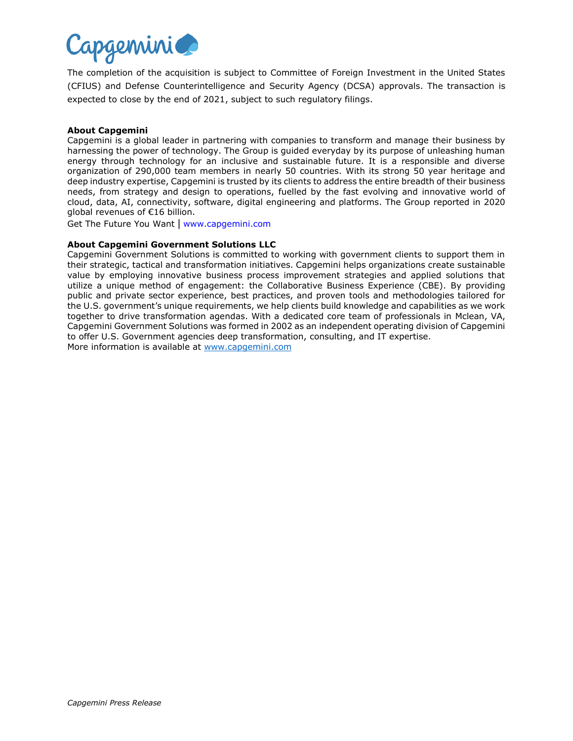The completion of the acquisition is subject to Committee of Foreign Investment in the United States (CFIUS) and Defense Counterintelligence and Security Agency (DCSA) approvals. The transaction is expected to close by the end of 2021, subject to such regulatory filings.

**About Capgemini**

Capgemini is a global leader in partnering with companies to transform and manage their business by harnessing the power of technology. The Group is guided everyday by its purpose of unleashing human energy through technology for an inclusive and sustainable future. It is a responsible and diverse organization of 290,000 team members in nearly 50 countries. With its strong 50 year heritage and deep industry expertise, Capgemini is trusted by its clients to address the entire breadth of their business needs, from strategy and design to operations, fuelled by the fast evolving and innovative world of cloud, data, AI, connectivity, software, digital engineering and platforms. The Group reported in 2020 global revenues of €16 billion.

Get The Future You Want | www.capgemini.com

**About Capgemini Government Solutions LLC**

Capgemini Government Solutions is committed to working with government clients to support them in their strategic, tactical and transformation initiatives. Capgemini helps organizations create sustainable value by employing innovative business process improvement strategies and applied solutions that utilize a unique method of engagement: the Collaborative Business Experience (CBE). By providing public and private sector experience, best practices, and proven tools and methodologies tailored for the U.S. government's unique requirements, we help clients build knowledge and capabilities as we work together to drive transformation agendas. With a dedicated core team of professionals in Mclean, VA, Capgemini Government Solutions was formed in 2002 as an independent operating division of Capgemini to offer U.S. Government agencies deep transformation, consulting, and IT expertise.

More information is available at www.capgemini.com